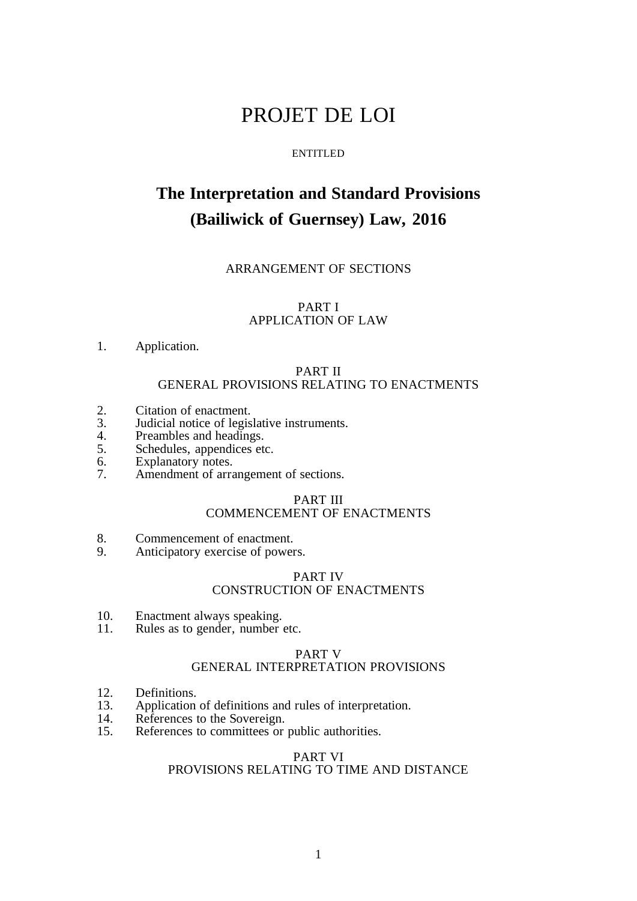# PROJET DE LOI

ENTITLED

## The Interpretation and Standard Provisions (Bailiwick of Guernsey) Law, 2016

ARRANGEMENT OF SECTIONS

PART I
APPLICATION OF LAW

1. Application.

PART II
GENERAL PROVISIONS RELATING TO ENACTMENTS

2. Citation of enactment.
3. Judicial notice of legislative instruments.
4. Preambles and headings.
5. Schedules, appendices etc.
6. Explanatory notes.
7. Amendment of arrangement of sections.

PART III
COMMENCEMENT OF ENACTMENTS

8. Commencement of enactment.
9. Anticipatory exercise of powers.

PART IV
CONSTRUCTION OF ENACTMENTS

10. Enactment always speaking.
11. Rules as to gender, number etc.

PART V
GENERAL INTERPRETATION PROVISIONS

12. Definitions.
13. Application of definitions and rules of interpretation.
14. References to the Sovereign.
15. References to committees or public authorities.

PART VI
PROVISIONS RELATING TO TIME AND DISTANCE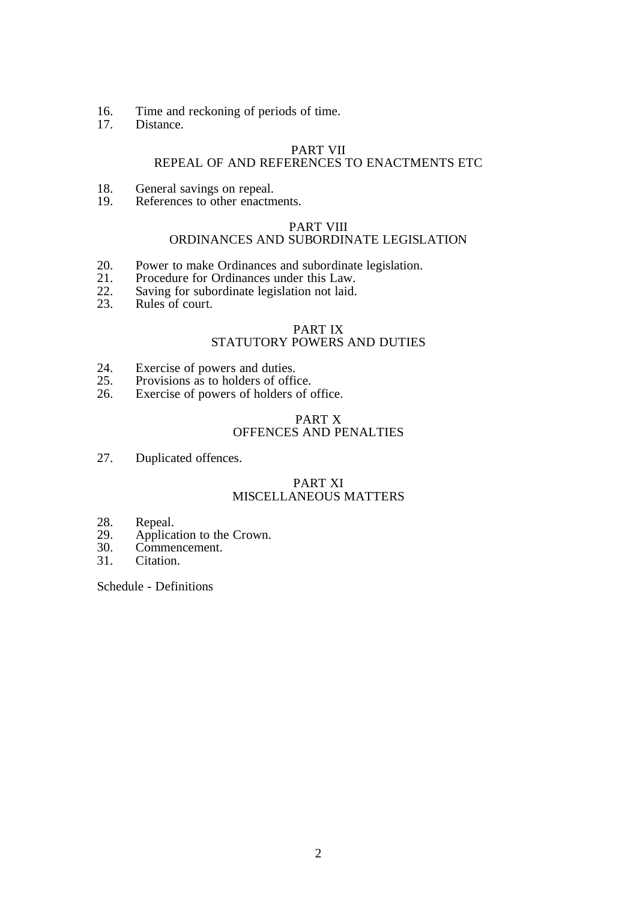16. Time and reckoning of periods of time.
17. Distance.

PART VII
REPEAL OF AND REFERENCES TO ENACTMENTS ETC

18. General savings on repeal.
19. References to other enactments.

PART VIII
ORDINANCES AND SUBORDINATE LEGISLATION

20. Power to make Ordinances and subordinate legislation.
21. Procedure for Ordinances under this Law.
22. Saving for subordinate legislation not laid.
23. Rules of court.

PART IX
STATUTORY POWERS AND DUTIES

24. Exercise of powers and duties.
25. Provisions as to holders of office.
26. Exercise of powers of holders of office.

PART X
OFFENCES AND PENALTIES

27. Duplicated offences.

PART XI
MISCELLANEOUS MATTERS

28. Repeal.
29. Application to the Crown.
30. Commencement.
31. Citation.

Schedule - Definitions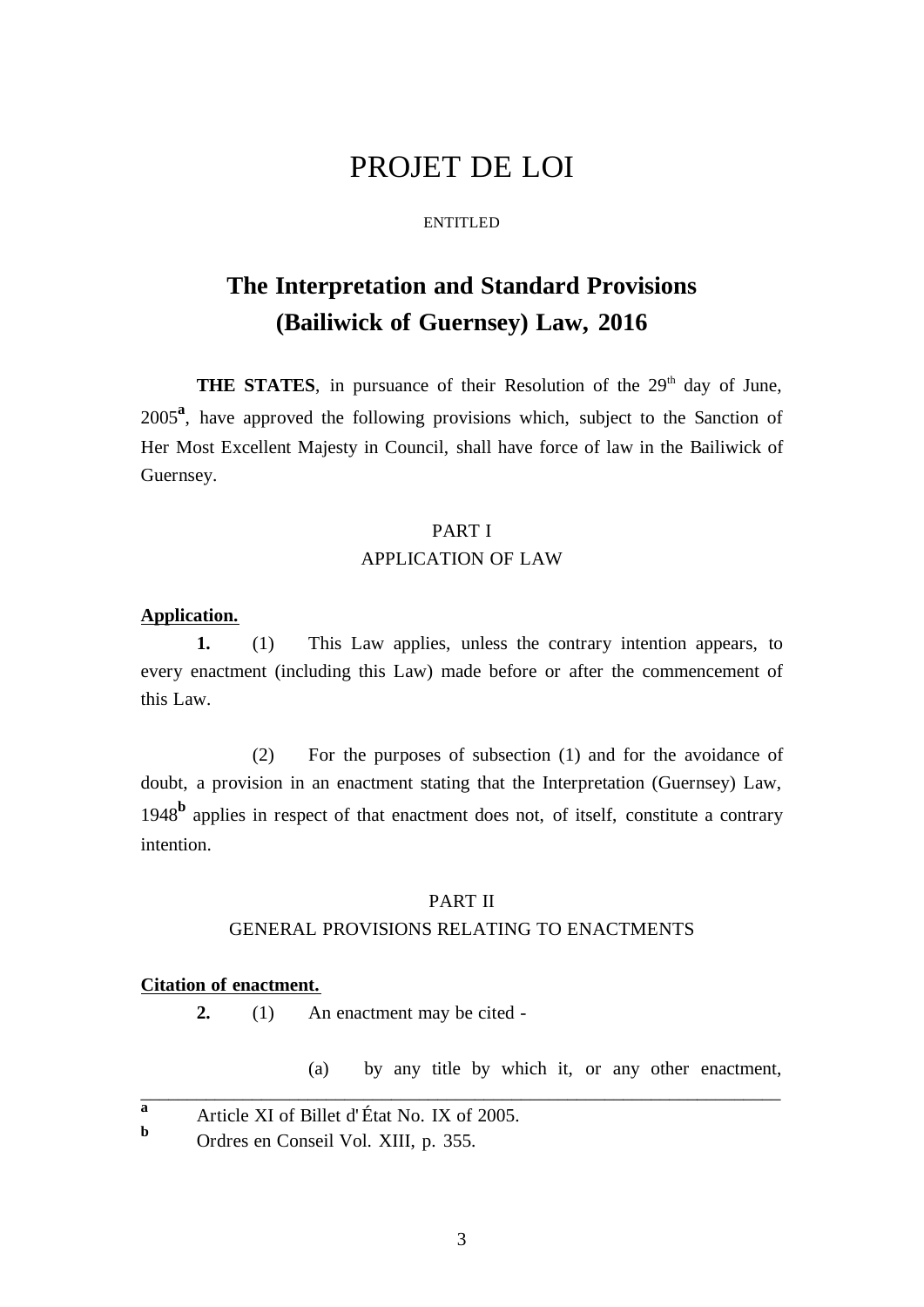# PROJET DE LOI

ENTITLED

## The Interpretation and Standard Provisions (Bailiwick of Guernsey) Law, 2016

**THE STATES**, in pursuance of their Resolution of the 29th day of June, 2005[a], have approved the following provisions which, subject to the Sanction of Her Most Excellent Majesty in Council, shall have force of law in the Bailiwick of Guernsey.

### PART I
### APPLICATION OF LAW

**Application.**

**1.** (1) This Law applies, unless the contrary intention appears, to every enactment (including this Law) made before or after the commencement of this Law.

(2) For the purposes of subsection (1) and for the avoidance of doubt, a provision in an enactment stating that the Interpretation (Guernsey) Law, 1948[b] applies in respect of that enactment does not, of itself, constitute a contrary intention.

### PART II
### GENERAL PROVISIONS RELATING TO ENACTMENTS

**Citation of enactment.**

**2.** (1) An enactment may be cited -

(a) by any title by which it, or any other enactment,

---

[a] Article XI of Billet d'État No. IX of 2005.

[b] Ordres en Conseil Vol. XIII, p. 355.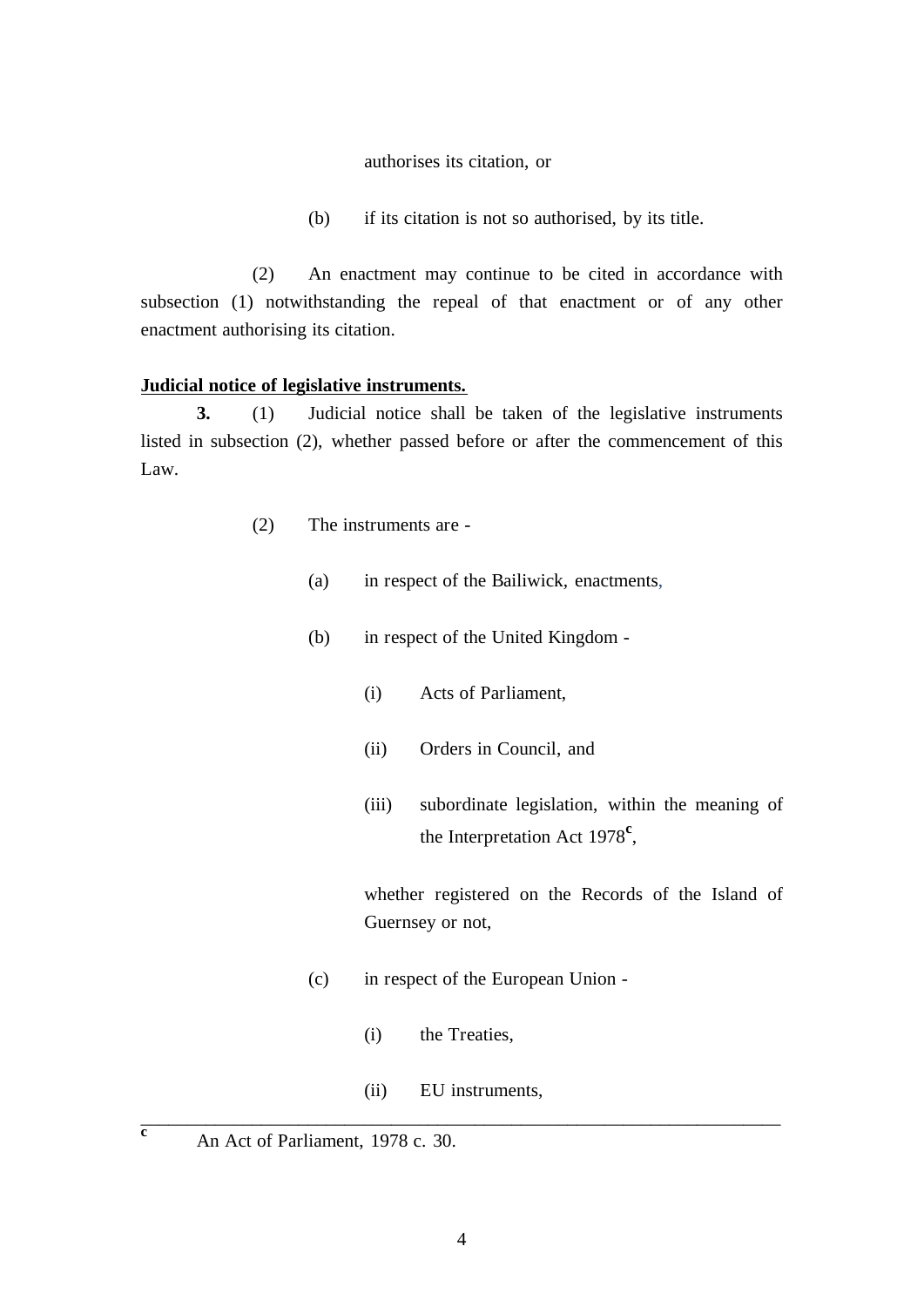authorises its citation, or

(b) if its citation is not so authorised, by its title.

(2) An enactment may continue to be cited in accordance with subsection (1) notwithstanding the repeal of that enactment or of any other enactment authorising its citation.

**Judicial notice of legislative instruments.**

**3.** (1) Judicial notice shall be taken of the legislative instruments listed in subsection (2), whether passed before or after the commencement of this Law.

(2) The instruments are -

(a) in respect of the Bailiwick, enactments,

(b) in respect of the United Kingdom -

(i) Acts of Parliament,

(ii) Orders in Council, and

(iii) subordinate legislation, within the meaning of the Interpretation Act 1978[c],

whether registered on the Records of the Island of Guernsey or not,

(c) in respect of the European Union -

(i) the Treaties,

(ii) EU instruments,

---

[c] An Act of Parliament, 1978 c. 30.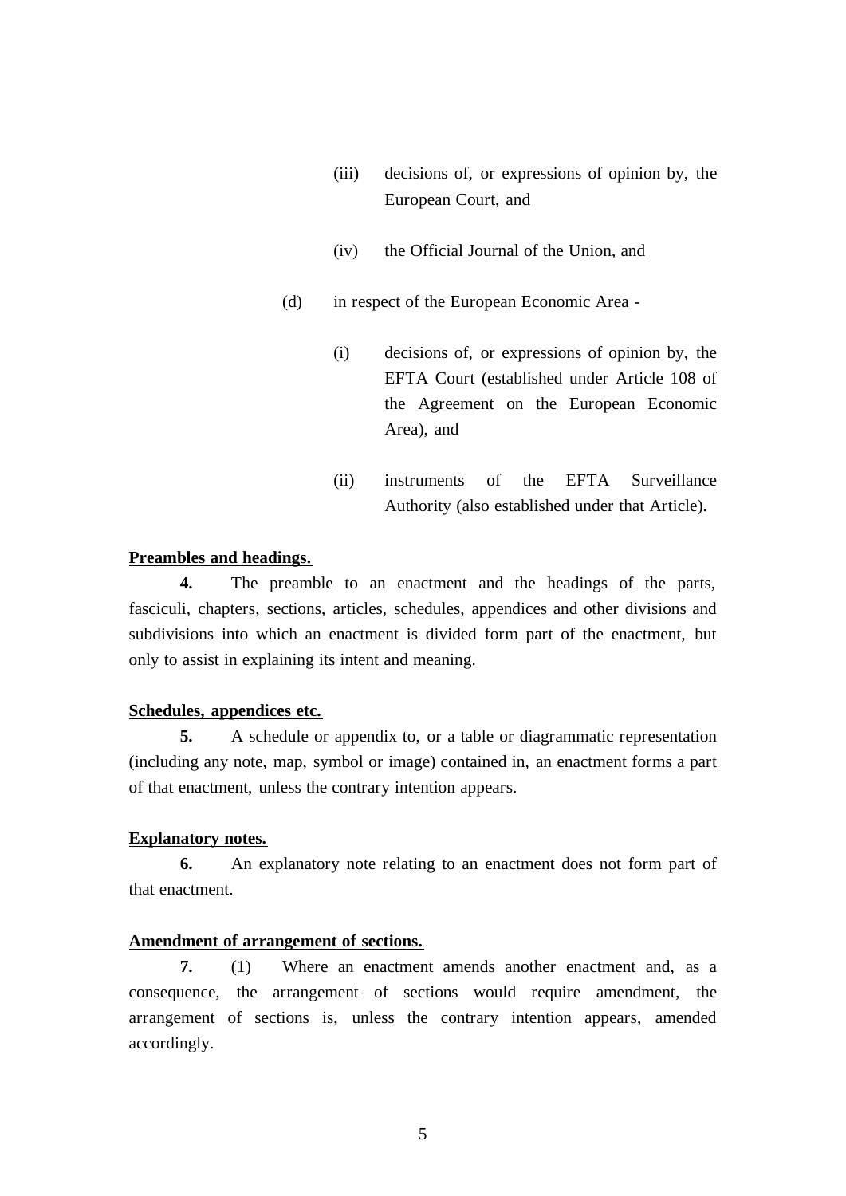(iii) decisions of, or expressions of opinion by, the European Court, and

(iv) the Official Journal of the Union, and

(d) in respect of the European Economic Area -

(i) decisions of, or expressions of opinion by, the EFTA Court (established under Article 108 of the Agreement on the European Economic Area), and

(ii) instruments of the EFTA Surveillance Authority (also established under that Article).

**Preambles and headings.**

**4.** The preamble to an enactment and the headings of the parts, fasciculi, chapters, sections, articles, schedules, appendices and other divisions and subdivisions into which an enactment is divided form part of the enactment, but only to assist in explaining its intent and meaning.

**Schedules, appendices etc.**

**5.** A schedule or appendix to, or a table or diagrammatic representation (including any note, map, symbol or image) contained in, an enactment forms a part of that enactment, unless the contrary intention appears.

**Explanatory notes.**

**6.** An explanatory note relating to an enactment does not form part of that enactment.

**Amendment of arrangement of sections.**

**7.** (1) Where an enactment amends another enactment and, as a consequence, the arrangement of sections would require amendment, the arrangement of sections is, unless the contrary intention appears, amended accordingly.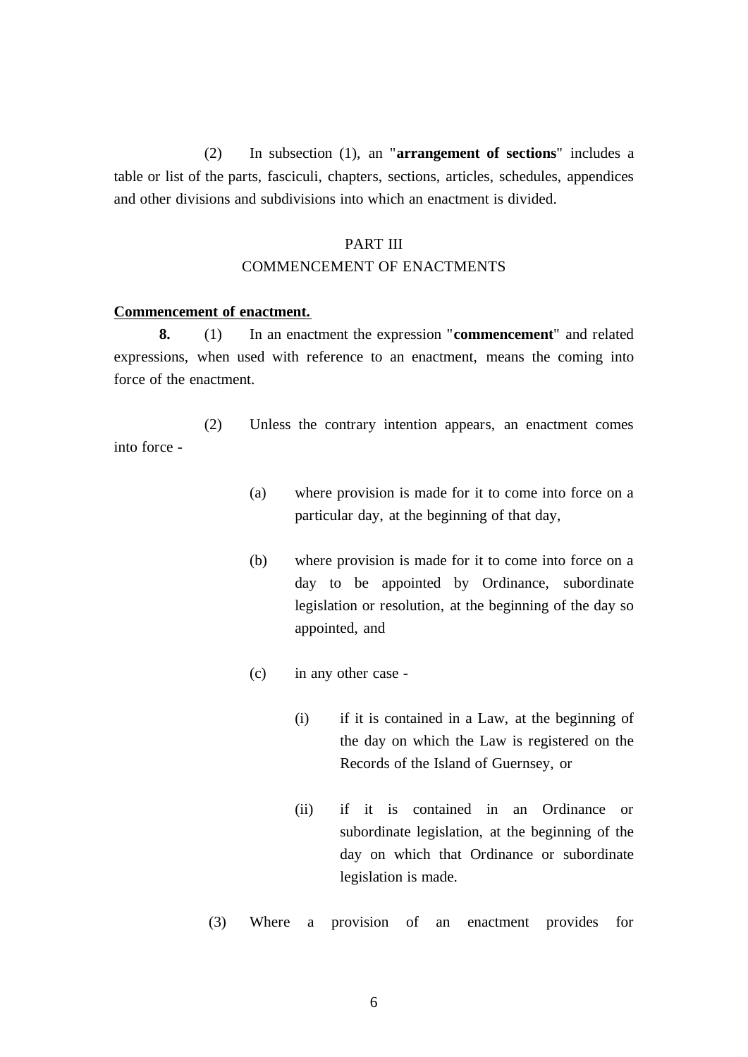(2) In subsection (1), an "**arrangement of sections**" includes a table or list of the parts, fasciculi, chapters, sections, articles, schedules, appendices and other divisions and subdivisions into which an enactment is divided.

## PART III
## COMMENCEMENT OF ENACTMENTS

**Commencement of enactment.**

**8.** (1) In an enactment the expression "**commencement**" and related expressions, when used with reference to an enactment, means the coming into force of the enactment.

(2) Unless the contrary intention appears, an enactment comes into force -

(a) where provision is made for it to come into force on a particular day, at the beginning of that day,

(b) where provision is made for it to come into force on a day to be appointed by Ordinance, subordinate legislation or resolution, at the beginning of the day so appointed, and

(c) in any other case -

(i) if it is contained in a Law, at the beginning of the day on which the Law is registered on the Records of the Island of Guernsey, or

(ii) if it is contained in an Ordinance or subordinate legislation, at the beginning of the day on which that Ordinance or subordinate legislation is made.

(3) Where a provision of an enactment provides for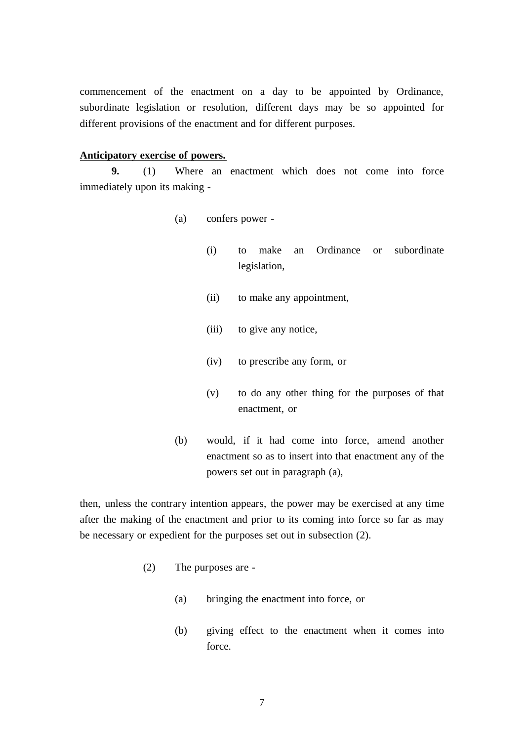commencement of the enactment on a day to be appointed by Ordinance, subordinate legislation or resolution, different days may be so appointed for different provisions of the enactment and for different purposes.

**Anticipatory exercise of powers.**

**9.** (1) Where an enactment which does not come into force immediately upon its making -

(a) confers power -

(i) to make an Ordinance or subordinate legislation,

(ii) to make any appointment,

(iii) to give any notice,

(iv) to prescribe any form, or

(v) to do any other thing for the purposes of that enactment, or

(b) would, if it had come into force, amend another enactment so as to insert into that enactment any of the powers set out in paragraph (a),

then, unless the contrary intention appears, the power may be exercised at any time after the making of the enactment and prior to its coming into force so far as may be necessary or expedient for the purposes set out in subsection (2).

(2) The purposes are -

(a) bringing the enactment into force, or

(b) giving effect to the enactment when it comes into force.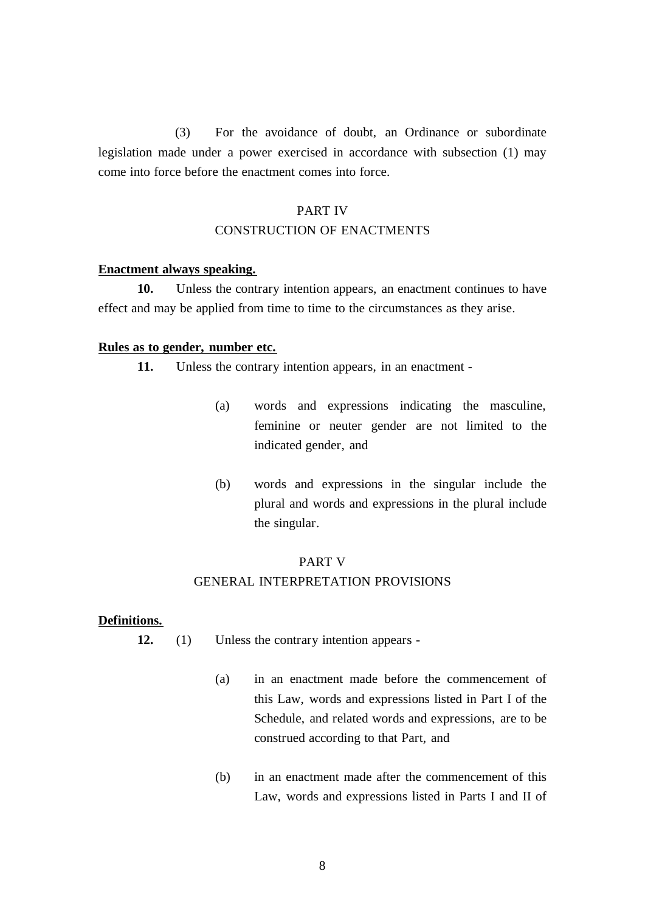(3) For the avoidance of doubt, an Ordinance or subordinate legislation made under a power exercised in accordance with subsection (1) may come into force before the enactment comes into force.

## PART IV
## CONSTRUCTION OF ENACTMENTS

**Enactment always speaking.**

**10.** Unless the contrary intention appears, an enactment continues to have effect and may be applied from time to time to the circumstances as they arise.

**Rules as to gender, number etc.**

**11.** Unless the contrary intention appears, in an enactment -

(a) words and expressions indicating the masculine, feminine or neuter gender are not limited to the indicated gender, and

(b) words and expressions in the singular include the plural and words and expressions in the plural include the singular.

## PART V
## GENERAL INTERPRETATION PROVISIONS

**Definitions.**

**12.** (1) Unless the contrary intention appears -

(a) in an enactment made before the commencement of this Law, words and expressions listed in Part I of the Schedule, and related words and expressions, are to be construed according to that Part, and

(b) in an enactment made after the commencement of this Law, words and expressions listed in Parts I and II of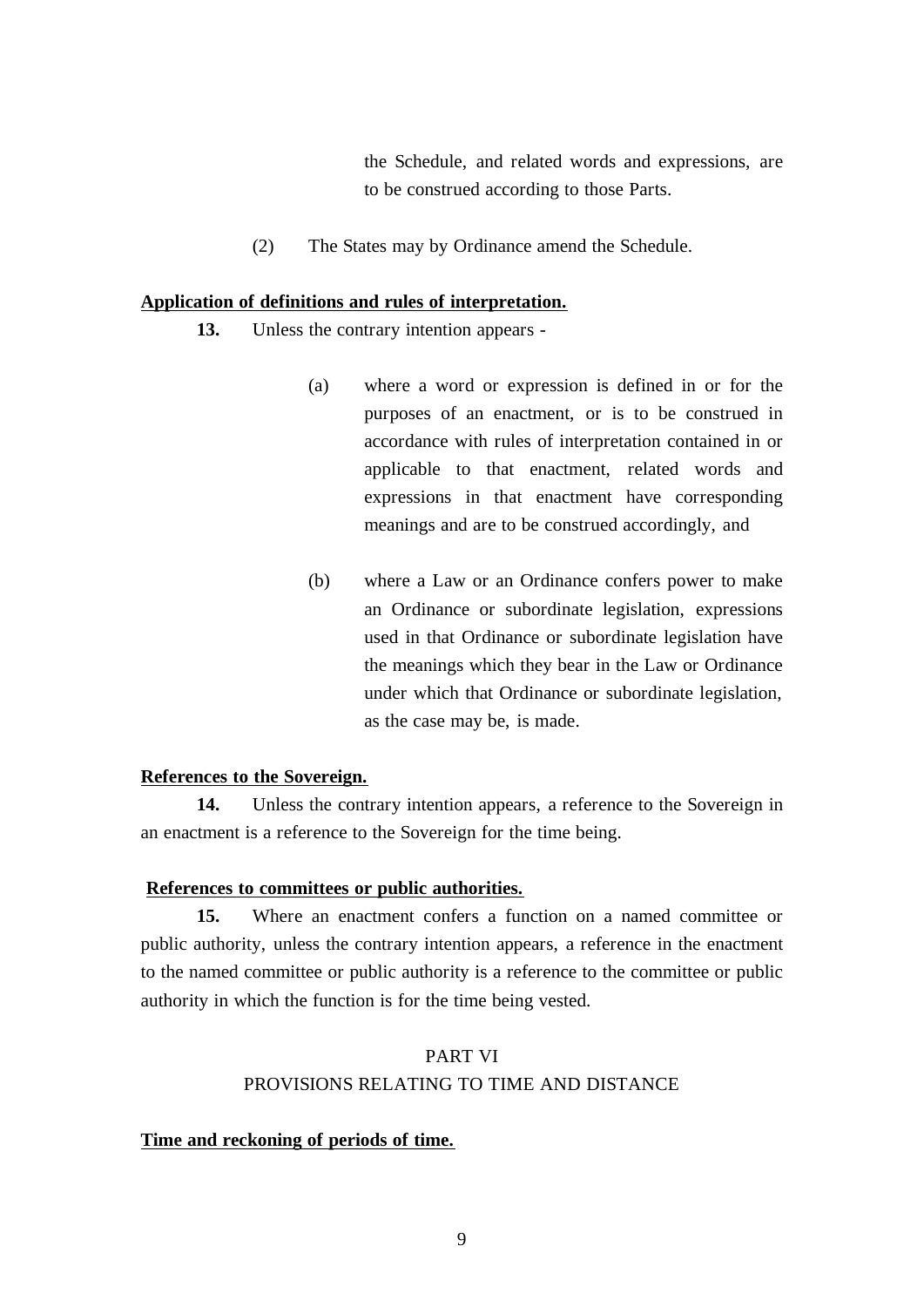the Schedule, and related words and expressions, are to be construed according to those Parts.

(2) The States may by Ordinance amend the Schedule.

**Application of definitions and rules of interpretation.**

**13.** Unless the contrary intention appears -

(a) where a word or expression is defined in or for the purposes of an enactment, or is to be construed in accordance with rules of interpretation contained in or applicable to that enactment, related words and expressions in that enactment have corresponding meanings and are to be construed accordingly, and

(b) where a Law or an Ordinance confers power to make an Ordinance or subordinate legislation, expressions used in that Ordinance or subordinate legislation have the meanings which they bear in the Law or Ordinance under which that Ordinance or subordinate legislation, as the case may be, is made.

**References to the Sovereign.**

**14.** Unless the contrary intention appears, a reference to the Sovereign in an enactment is a reference to the Sovereign for the time being.

**References to committees or public authorities.**

**15.** Where an enactment confers a function on a named committee or public authority, unless the contrary intention appears, a reference in the enactment to the named committee or public authority is a reference to the committee or public authority in which the function is for the time being vested.

## PART VI
## PROVISIONS RELATING TO TIME AND DISTANCE

**Time and reckoning of periods of time.**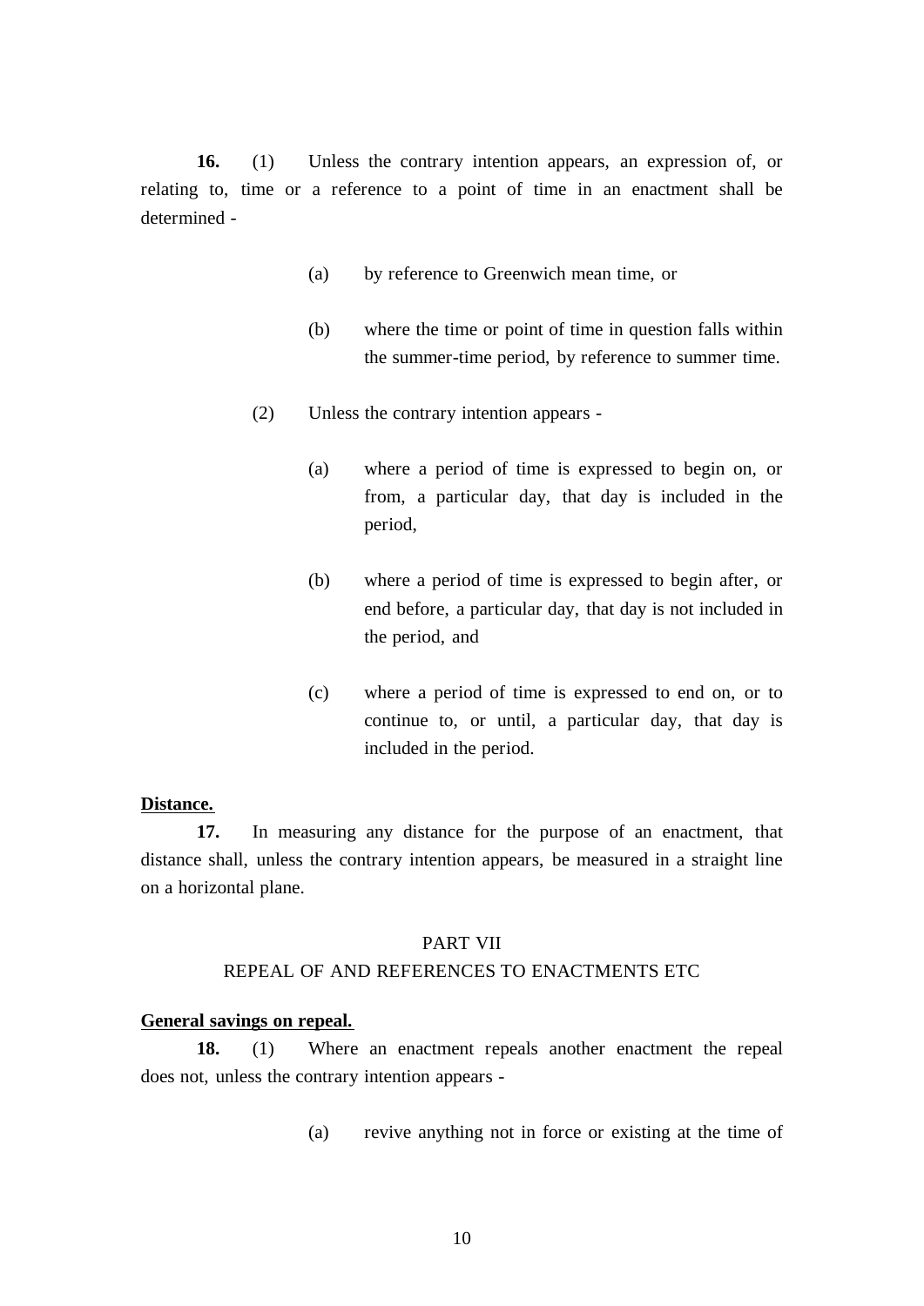**16.** (1) Unless the contrary intention appears, an expression of, or relating to, time or a reference to a point of time in an enactment shall be determined -

> (a) by reference to Greenwich mean time, or
>
> (b) where the time or point of time in question falls within the summer-time period, by reference to summer time.

(2) Unless the contrary intention appears -

> (a) where a period of time is expressed to begin on, or from, a particular day, that day is included in the period,
>
> (b) where a period of time is expressed to begin after, or end before, a particular day, that day is not included in the period, and
>
> (c) where a period of time is expressed to end on, or to continue to, or until, a particular day, that day is included in the period.

**Distance.**

**17.** In measuring any distance for the purpose of an enactment, that distance shall, unless the contrary intention appears, be measured in a straight line on a horizontal plane.

## PART VII

## REPEAL OF AND REFERENCES TO ENACTMENTS ETC

**General savings on repeal.**

**18.** (1) Where an enactment repeals another enactment the repeal does not, unless the contrary intention appears -

> (a) revive anything not in force or existing at the time of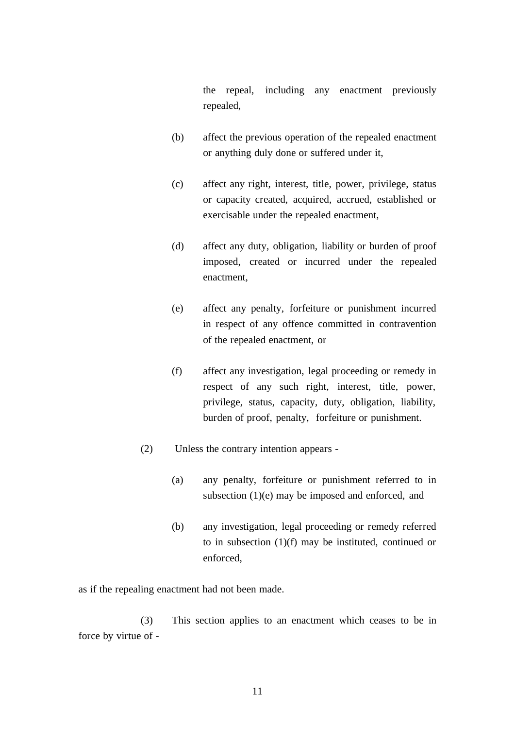the repeal, including any enactment previously repealed,

(b) affect the previous operation of the repealed enactment or anything duly done or suffered under it,

(c) affect any right, interest, title, power, privilege, status or capacity created, acquired, accrued, established or exercisable under the repealed enactment,

(d) affect any duty, obligation, liability or burden of proof imposed, created or incurred under the repealed enactment,

(e) affect any penalty, forfeiture or punishment incurred in respect of any offence committed in contravention of the repealed enactment, or

(f) affect any investigation, legal proceeding or remedy in respect of any such right, interest, title, power, privilege, status, capacity, duty, obligation, liability, burden of proof, penalty, forfeiture or punishment.

(2) Unless the contrary intention appears -

(a) any penalty, forfeiture or punishment referred to in subsection (1)(e) may be imposed and enforced, and

(b) any investigation, legal proceeding or remedy referred to in subsection (1)(f) may be instituted, continued or enforced,

as if the repealing enactment had not been made.

(3) This section applies to an enactment which ceases to be in force by virtue of -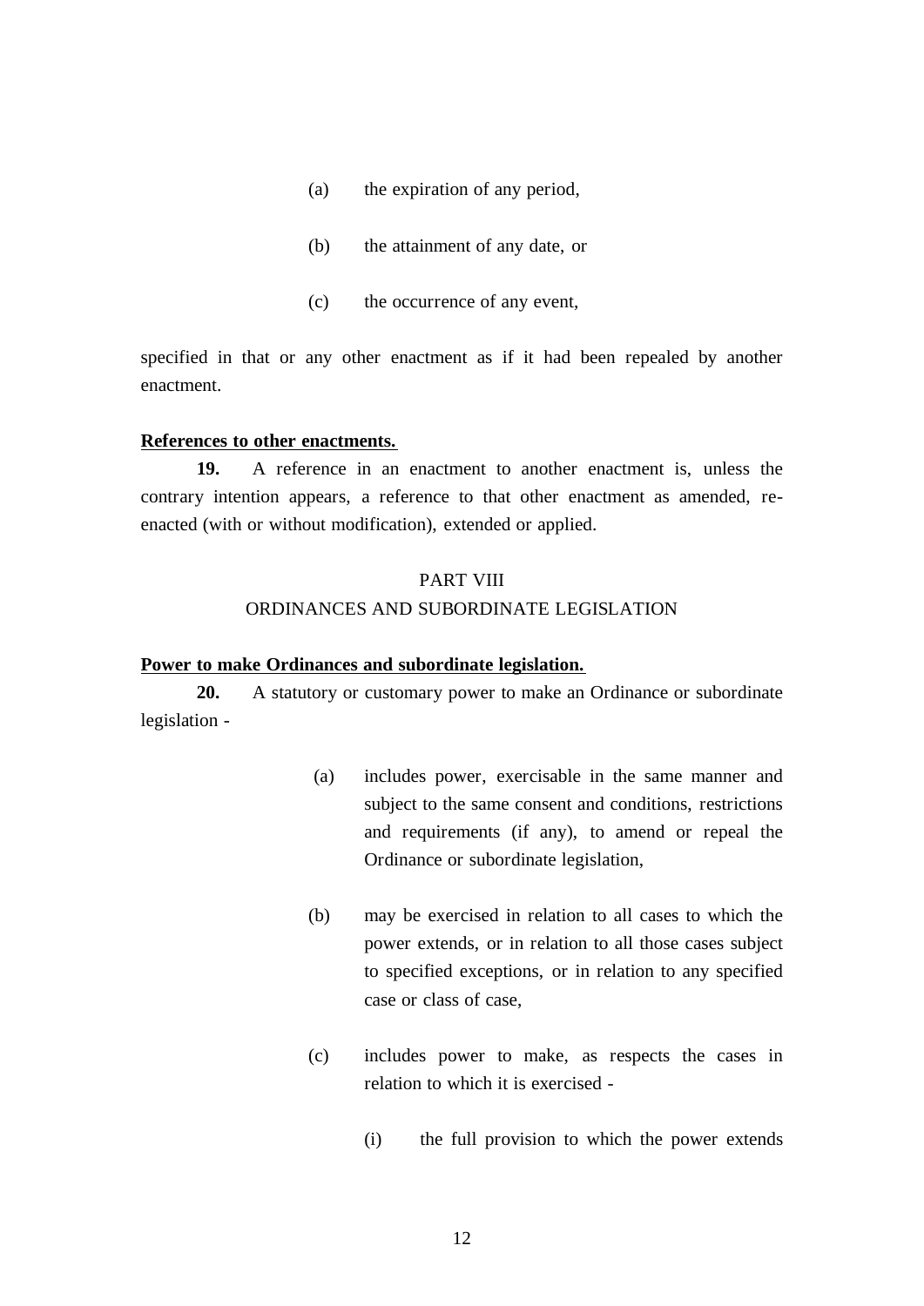(a) the expiration of any period,

(b) the attainment of any date, or

(c) the occurrence of any event,

specified in that or any other enactment as if it had been repealed by another enactment.

**References to other enactments.**

**19.** A reference in an enactment to another enactment is, unless the contrary intention appears, a reference to that other enactment as amended, re-enacted (with or without modification), extended or applied.

## PART VIII
## ORDINANCES AND SUBORDINATE LEGISLATION

**Power to make Ordinances and subordinate legislation.**

**20.** A statutory or customary power to make an Ordinance or subordinate legislation -

(a) includes power, exercisable in the same manner and subject to the same consent and conditions, restrictions and requirements (if any), to amend or repeal the Ordinance or subordinate legislation,

(b) may be exercised in relation to all cases to which the power extends, or in relation to all those cases subject to specified exceptions, or in relation to any specified case or class of case,

(c) includes power to make, as respects the cases in relation to which it is exercised -

(i) the full provision to which the power extends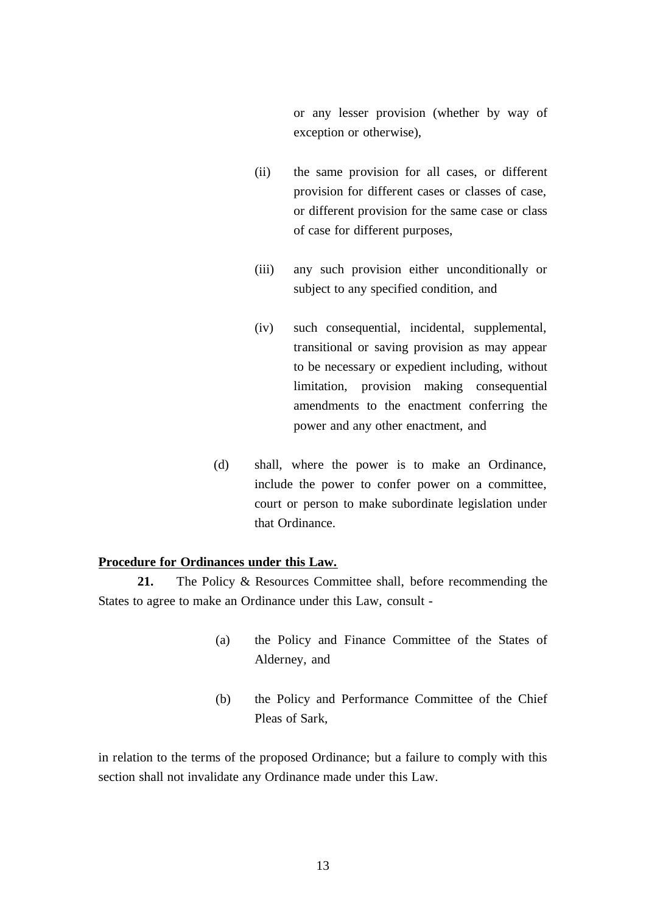or any lesser provision (whether by way of exception or otherwise),

(ii) the same provision for all cases, or different provision for different cases or classes of case, or different provision for the same case or class of case for different purposes,

(iii) any such provision either unconditionally or subject to any specified condition, and

(iv) such consequential, incidental, supplemental, transitional or saving provision as may appear to be necessary or expedient including, without limitation, provision making consequential amendments to the enactment conferring the power and any other enactment, and

(d) shall, where the power is to make an Ordinance, include the power to confer power on a committee, court or person to make subordinate legislation under that Ordinance.

**Procedure for Ordinances under this Law.**

**21.** The Policy & Resources Committee shall, before recommending the States to agree to make an Ordinance under this Law, consult -

(a) the Policy and Finance Committee of the States of Alderney, and

(b) the Policy and Performance Committee of the Chief Pleas of Sark,

in relation to the terms of the proposed Ordinance; but a failure to comply with this section shall not invalidate any Ordinance made under this Law.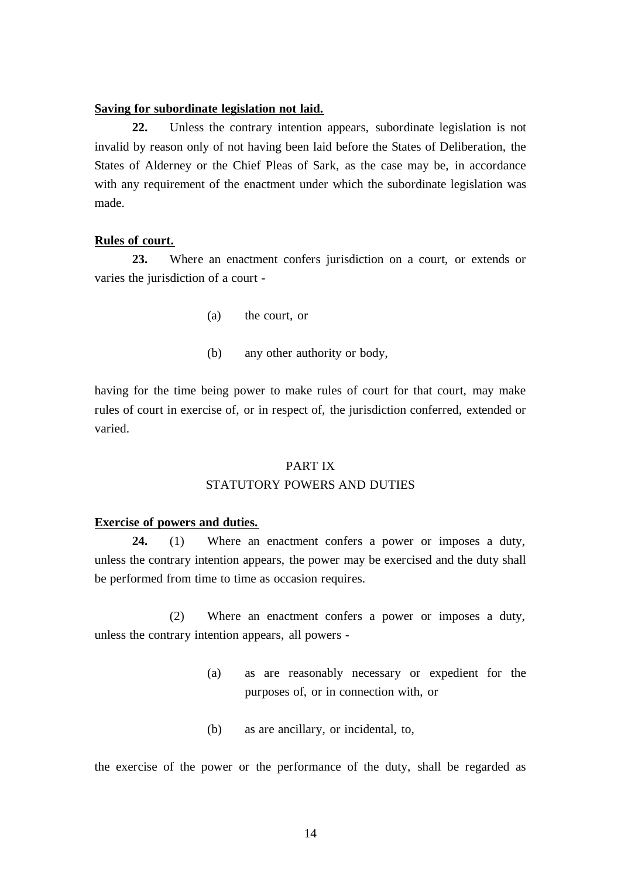**Saving for subordinate legislation not laid.**

**22.** Unless the contrary intention appears, subordinate legislation is not invalid by reason only of not having been laid before the States of Deliberation, the States of Alderney or the Chief Pleas of Sark, as the case may be, in accordance with any requirement of the enactment under which the subordinate legislation was made.

**Rules of court.**

**23.** Where an enactment confers jurisdiction on a court, or extends or varies the jurisdiction of a court -

(a) the court, or

(b) any other authority or body,

having for the time being power to make rules of court for that court, may make rules of court in exercise of, or in respect of, the jurisdiction conferred, extended or varied.

## PART IX
## STATUTORY POWERS AND DUTIES

**Exercise of powers and duties.**

**24.** (1) Where an enactment confers a power or imposes a duty, unless the contrary intention appears, the power may be exercised and the duty shall be performed from time to time as occasion requires.

(2) Where an enactment confers a power or imposes a duty, unless the contrary intention appears, all powers -

(a) as are reasonably necessary or expedient for the purposes of, or in connection with, or

(b) as are ancillary, or incidental, to,

the exercise of the power or the performance of the duty, shall be regarded as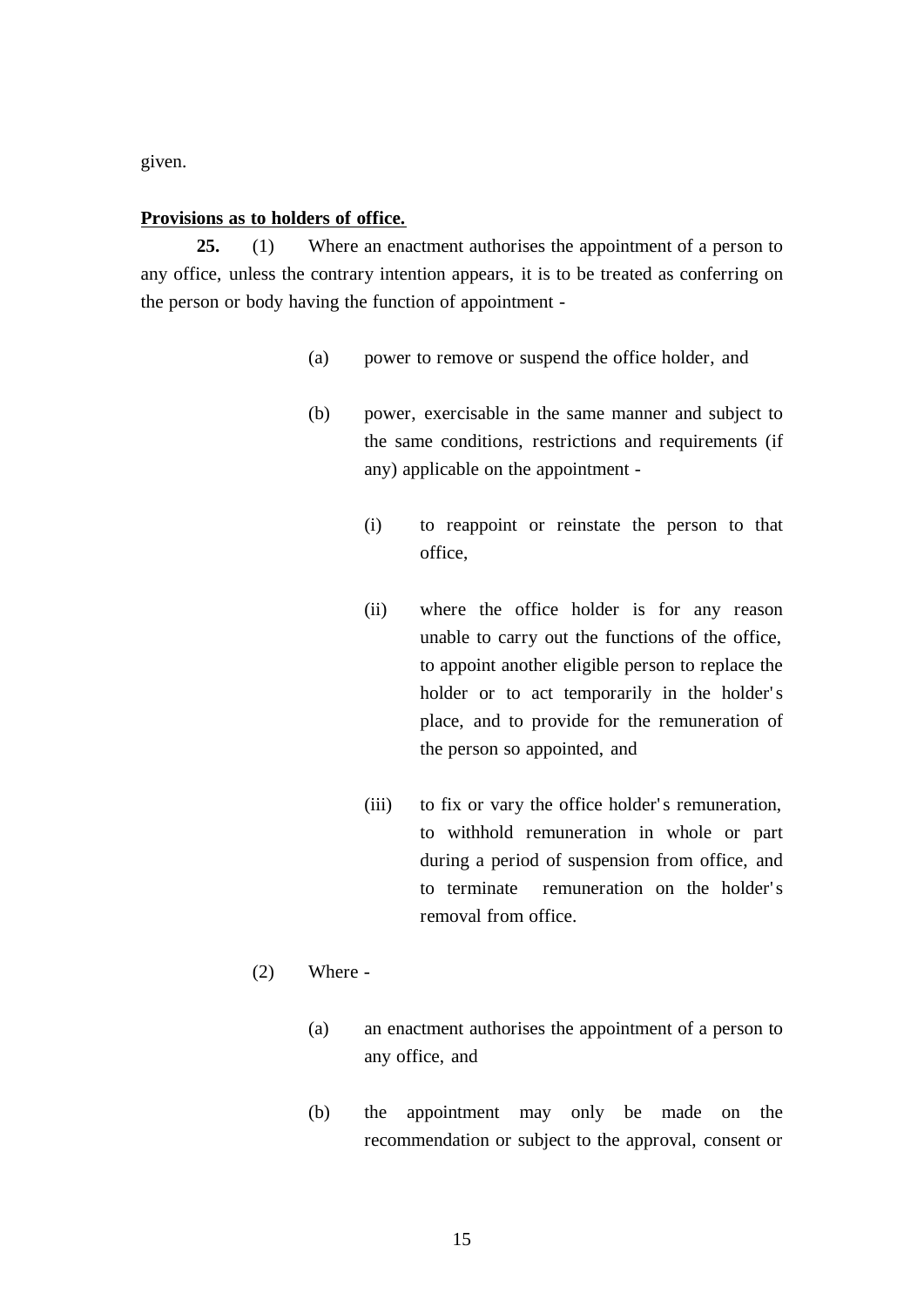given.

**Provisions as to holders of office.**

**25.** (1) Where an enactment authorises the appointment of a person to any office, unless the contrary intention appears, it is to be treated as conferring on the person or body having the function of appointment -

- (a) power to remove or suspend the office holder, and
- (b) power, exercisable in the same manner and subject to the same conditions, restrictions and requirements (if any) applicable on the appointment -
  - (i) to reappoint or reinstate the person to that office,
  - (ii) where the office holder is for any reason unable to carry out the functions of the office, to appoint another eligible person to replace the holder or to act temporarily in the holder's place, and to provide for the remuneration of the person so appointed, and
  - (iii) to fix or vary the office holder's remuneration, to withhold remuneration in whole or part during a period of suspension from office, and to terminate remuneration on the holder's removal from office.

(2) Where -

- (a) an enactment authorises the appointment of a person to any office, and
- (b) the appointment may only be made on the recommendation or subject to the approval, consent or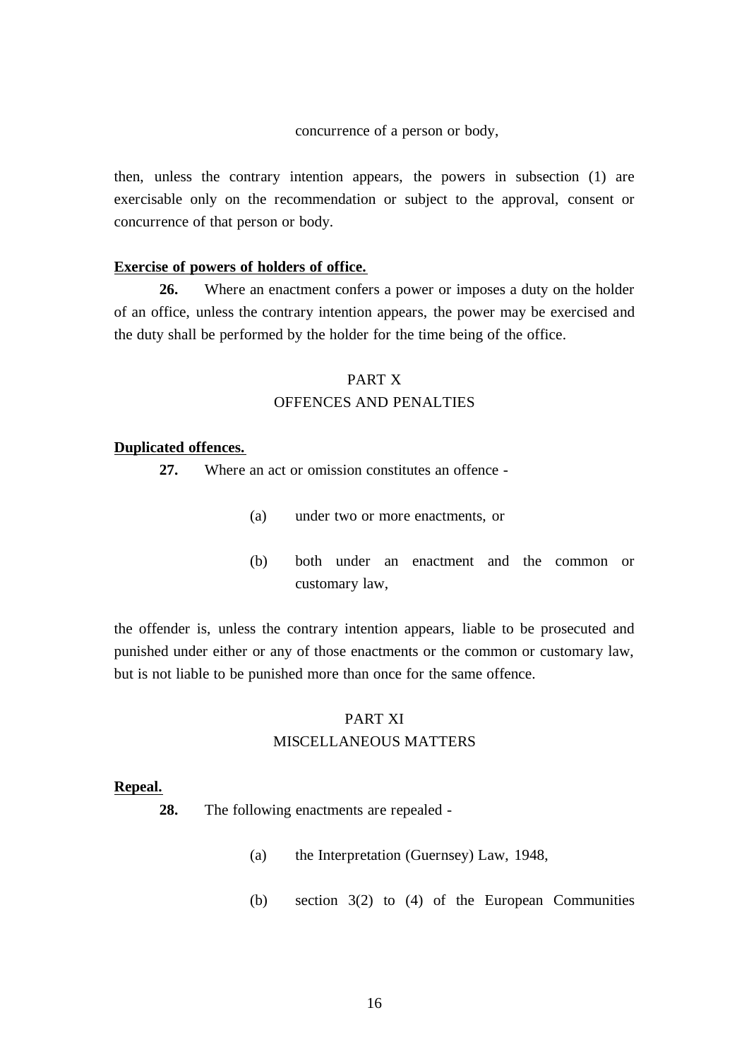concurrence of a person or body,

then, unless the contrary intention appears, the powers in subsection (1) are exercisable only on the recommendation or subject to the approval, consent or concurrence of that person or body.

**Exercise of powers of holders of office.**

**26.** Where an enactment confers a power or imposes a duty on the holder of an office, unless the contrary intention appears, the power may be exercised and the duty shall be performed by the holder for the time being of the office.

## PART X
## OFFENCES AND PENALTIES

**Duplicated offences.**

**27.** Where an act or omission constitutes an offence -

(a) under two or more enactments, or

(b) both under an enactment and the common or customary law,

the offender is, unless the contrary intention appears, liable to be prosecuted and punished under either or any of those enactments or the common or customary law, but is not liable to be punished more than once for the same offence.

## PART XI
## MISCELLANEOUS MATTERS

**Repeal.**

**28.** The following enactments are repealed -

(a) the Interpretation (Guernsey) Law, 1948,

(b) section 3(2) to (4) of the European Communities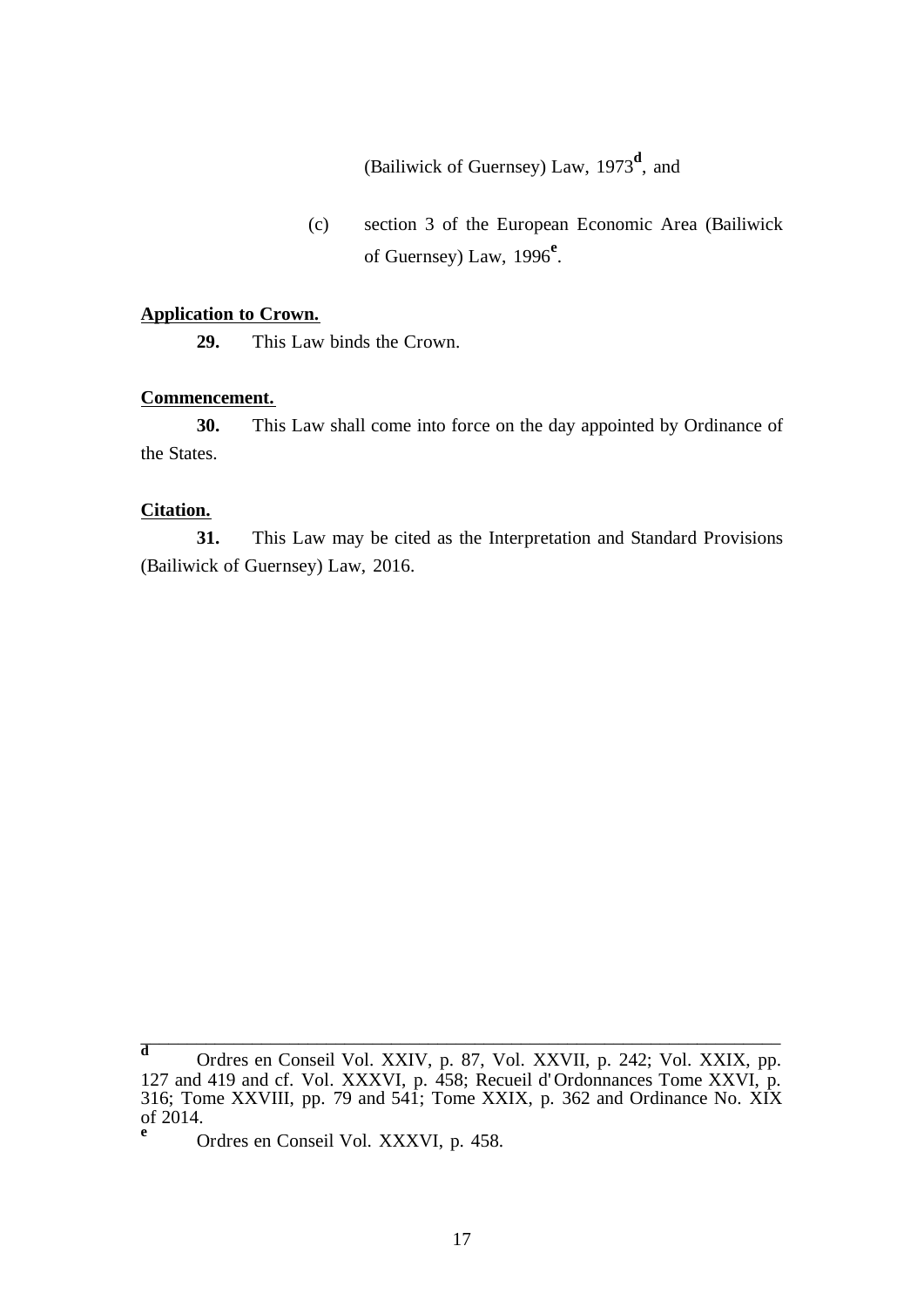(Bailiwick of Guernsey) Law, 1973[d], and

(c) section 3 of the European Economic Area (Bailiwick of Guernsey) Law, 1996[e].

**Application to Crown.**

**29.** This Law binds the Crown.

**Commencement.**

**30.** This Law shall come into force on the day appointed by Ordinance of the States.

**Citation.**

**31.** This Law may be cited as the Interpretation and Standard Provisions (Bailiwick of Guernsey) Law, 2016.

---

[d] Ordres en Conseil Vol. XXIV, p. 87, Vol. XXVII, p. 242; Vol. XXIX, pp. 127 and 419 and cf. Vol. XXXVI, p. 458; Recueil d'Ordonnances Tome XXVI, p. 316; Tome XXVIII, pp. 79 and 541; Tome XXIX, p. 362 and Ordinance No. XIX of 2014.

[e] Ordres en Conseil Vol. XXXVI, p. 458.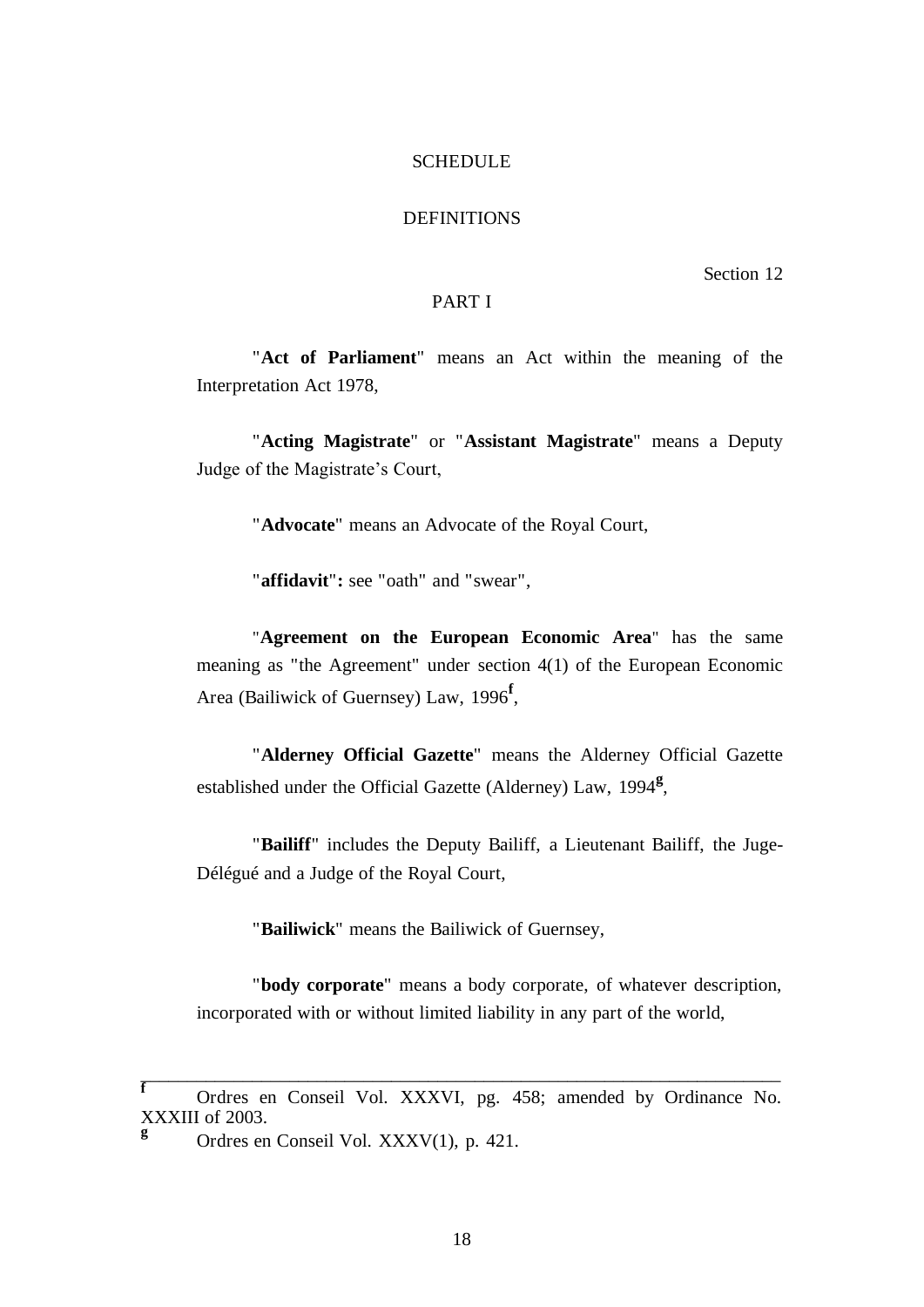SCHEDULE

DEFINITIONS

Section 12

PART I

"**Act of Parliament**" means an Act within the meaning of the Interpretation Act 1978,

"**Acting Magistrate**" or "**Assistant Magistrate**" means a Deputy Judge of the Magistrate's Court,

"**Advocate**" means an Advocate of the Royal Court,

"**affidavit**"**:** see "oath" and "swear",

"**Agreement on the European Economic Area**" has the same meaning as "the Agreement" under section 4(1) of the European Economic Area (Bailiwick of Guernsey) Law, 1996[f],

"**Alderney Official Gazette**" means the Alderney Official Gazette established under the Official Gazette (Alderney) Law, 1994[g],

"**Bailiff**" includes the Deputy Bailiff, a Lieutenant Bailiff, the Juge-Délégué and a Judge of the Royal Court,

"**Bailiwick**" means the Bailiwick of Guernsey,

"**body corporate**" means a body corporate, of whatever description, incorporated with or without limited liability in any part of the world,

---

[f] Ordres en Conseil Vol. XXXVI, pg. 458; amended by Ordinance No. XXXIII of 2003.

[g] Ordres en Conseil Vol. XXXV(1), p. 421.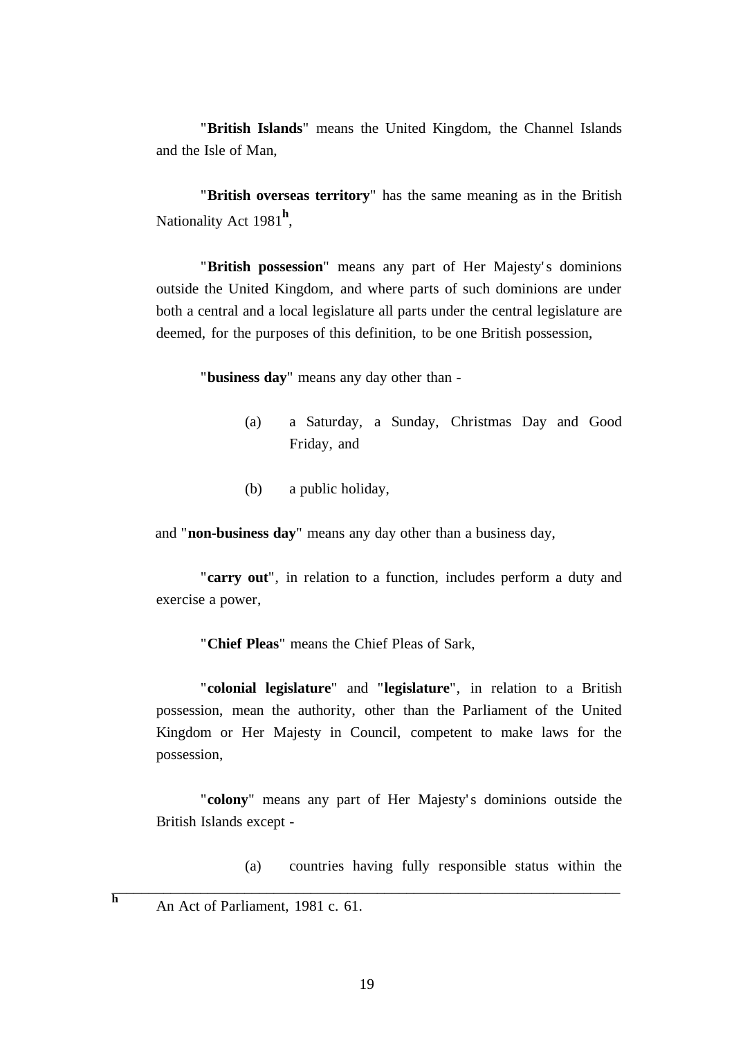"**British Islands**" means the United Kingdom, the Channel Islands and the Isle of Man,

"**British overseas territory**" has the same meaning as in the British Nationality Act 1981[h],

"**British possession**" means any part of Her Majesty's dominions outside the United Kingdom, and where parts of such dominions are under both a central and a local legislature all parts under the central legislature are deemed, for the purposes of this definition, to be one British possession,

"**business day**" means any day other than -

(a) a Saturday, a Sunday, Christmas Day and Good Friday, and

(b) a public holiday,

and "**non-business day**" means any day other than a business day,

"**carry out**", in relation to a function, includes perform a duty and exercise a power,

"**Chief Pleas**" means the Chief Pleas of Sark,

"**colonial legislature**" and "**legislature**", in relation to a British possession, mean the authority, other than the Parliament of the United Kingdom or Her Majesty in Council, competent to make laws for the possession,

"**colony**" means any part of Her Majesty's dominions outside the British Islands except -

(a) countries having fully responsible status within the

---

[h] An Act of Parliament, 1981 c. 61.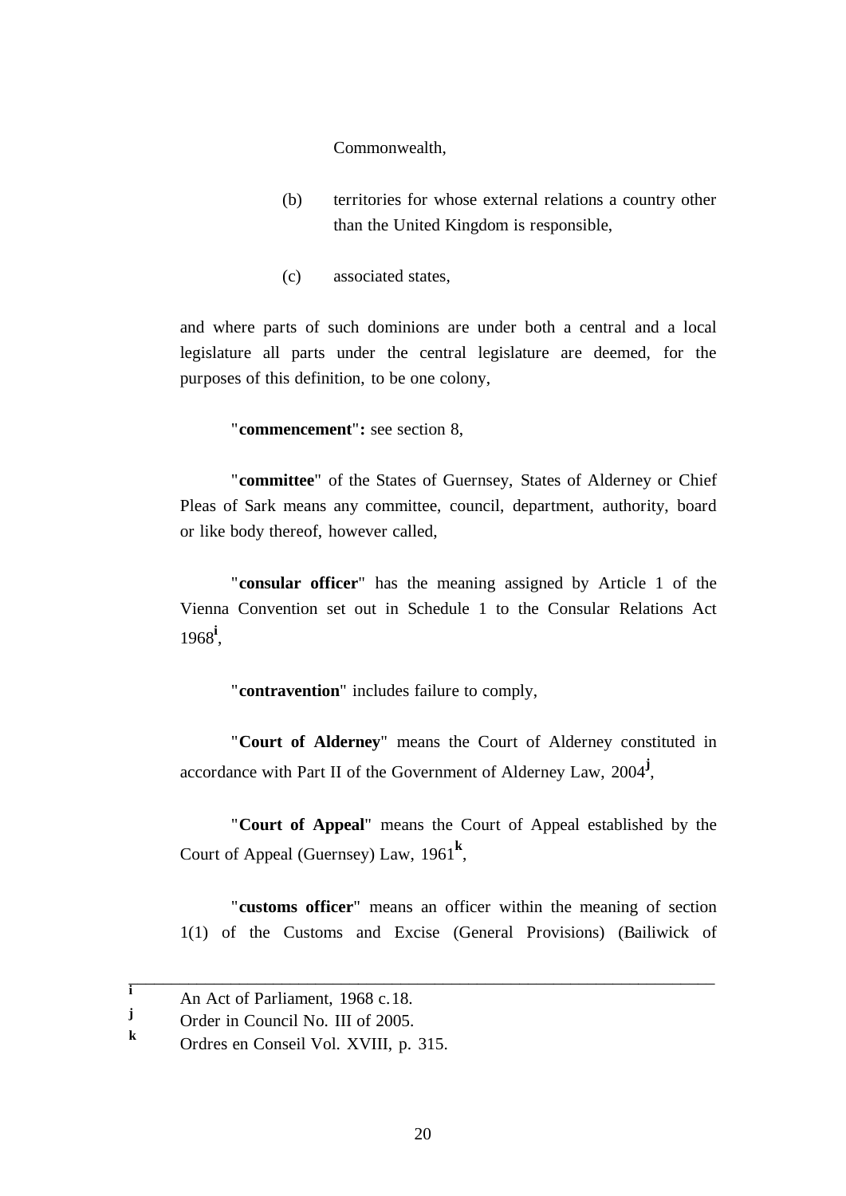Commonwealth,

(b) territories for whose external relations a country other than the United Kingdom is responsible,

(c) associated states,

and where parts of such dominions are under both a central and a local legislature all parts under the central legislature are deemed, for the purposes of this definition, to be one colony,

"**commencement**"**:** see section 8,

"**committee**" of the States of Guernsey, States of Alderney or Chief Pleas of Sark means any committee, council, department, authority, board or like body thereof, however called,

"**consular officer**" has the meaning assigned by Article 1 of the Vienna Convention set out in Schedule 1 to the Consular Relations Act 1968[i],

"**contravention**" includes failure to comply,

"**Court of Alderney**" means the Court of Alderney constituted in accordance with Part II of the Government of Alderney Law, 2004[j],

"**Court of Appeal**" means the Court of Appeal established by the Court of Appeal (Guernsey) Law, 1961[k],

"**customs officer**" means an officer within the meaning of section 1(1) of the Customs and Excise (General Provisions) (Bailiwick of

---

[i] An Act of Parliament, 1968 c.18.

[j] Order in Council No. III of 2005.

[k] Ordres en Conseil Vol. XVIII, p. 315.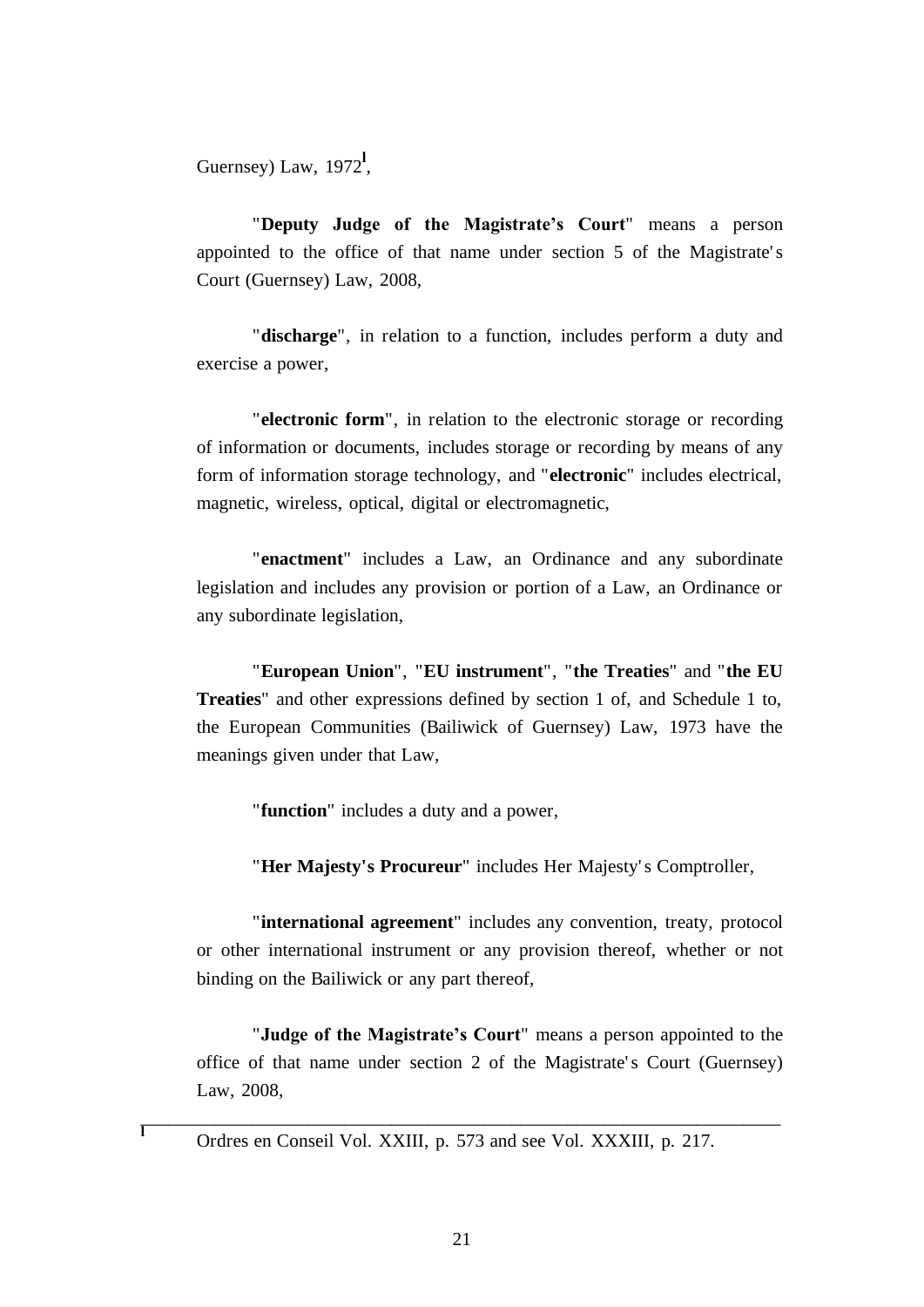Guernsey) Law, 1972[l],

"**Deputy Judge of the Magistrate's Court**" means a person appointed to the office of that name under section 5 of the Magistrate's Court (Guernsey) Law, 2008,

"**discharge**", in relation to a function, includes perform a duty and exercise a power,

"**electronic form**", in relation to the electronic storage or recording of information or documents, includes storage or recording by means of any form of information storage technology, and "**electronic**" includes electrical, magnetic, wireless, optical, digital or electromagnetic,

"**enactment**" includes a Law, an Ordinance and any subordinate legislation and includes any provision or portion of a Law, an Ordinance or any subordinate legislation,

"**European Union**", "**EU instrument**", "**the Treaties**" and "**the EU Treaties**" and other expressions defined by section 1 of, and Schedule 1 to, the European Communities (Bailiwick of Guernsey) Law, 1973 have the meanings given under that Law,

"**function**" includes a duty and a power,

"**Her Majesty's Procureur**" includes Her Majesty's Comptroller,

"**international agreement**" includes any convention, treaty, protocol or other international instrument or any provision thereof, whether or not binding on the Bailiwick or any part thereof,

"**Judge of the Magistrate's Court**" means a person appointed to the office of that name under section 2 of the Magistrate's Court (Guernsey) Law, 2008,

---

[l] Ordres en Conseil Vol. XXIII, p. 573 and see Vol. XXXIII, p. 217.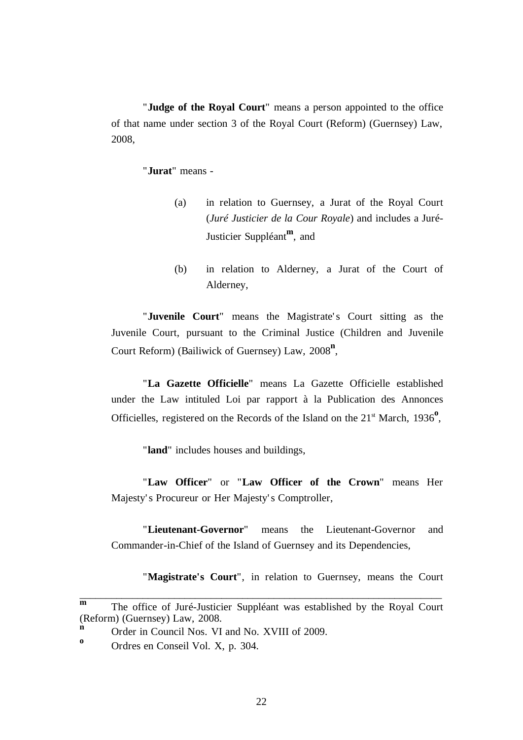"**Judge of the Royal Court**" means a person appointed to the office of that name under section 3 of the Royal Court (Reform) (Guernsey) Law, 2008,

"**Jurat**" means -

(a) in relation to Guernsey, a Jurat of the Royal Court (*Juré Justicier de la Cour Royale*) and includes a Juré-Justicier Suppléant[m], and

(b) in relation to Alderney, a Jurat of the Court of Alderney,

"**Juvenile Court**" means the Magistrate's Court sitting as the Juvenile Court, pursuant to the Criminal Justice (Children and Juvenile Court Reform) (Bailiwick of Guernsey) Law, 2008[n],

"**La Gazette Officielle**" means La Gazette Officielle established under the Law intituled Loi par rapport à la Publication des Annonces Officielles, registered on the Records of the Island on the 21st March, 1936[o],

"**land**" includes houses and buildings,

"**Law Officer**" or "**Law Officer of the Crown**" means Her Majesty's Procureur or Her Majesty's Comptroller,

"**Lieutenant-Governor**" means the Lieutenant-Governor and Commander-in-Chief of the Island of Guernsey and its Dependencies,

"**Magistrate's Court**", in relation to Guernsey, means the Court

---

[m] The office of Juré-Justicier Suppléant was established by the Royal Court (Reform) (Guernsey) Law, 2008.

[n] Order in Council Nos. VI and No. XVIII of 2009.

[o] Ordres en Conseil Vol. X, p. 304.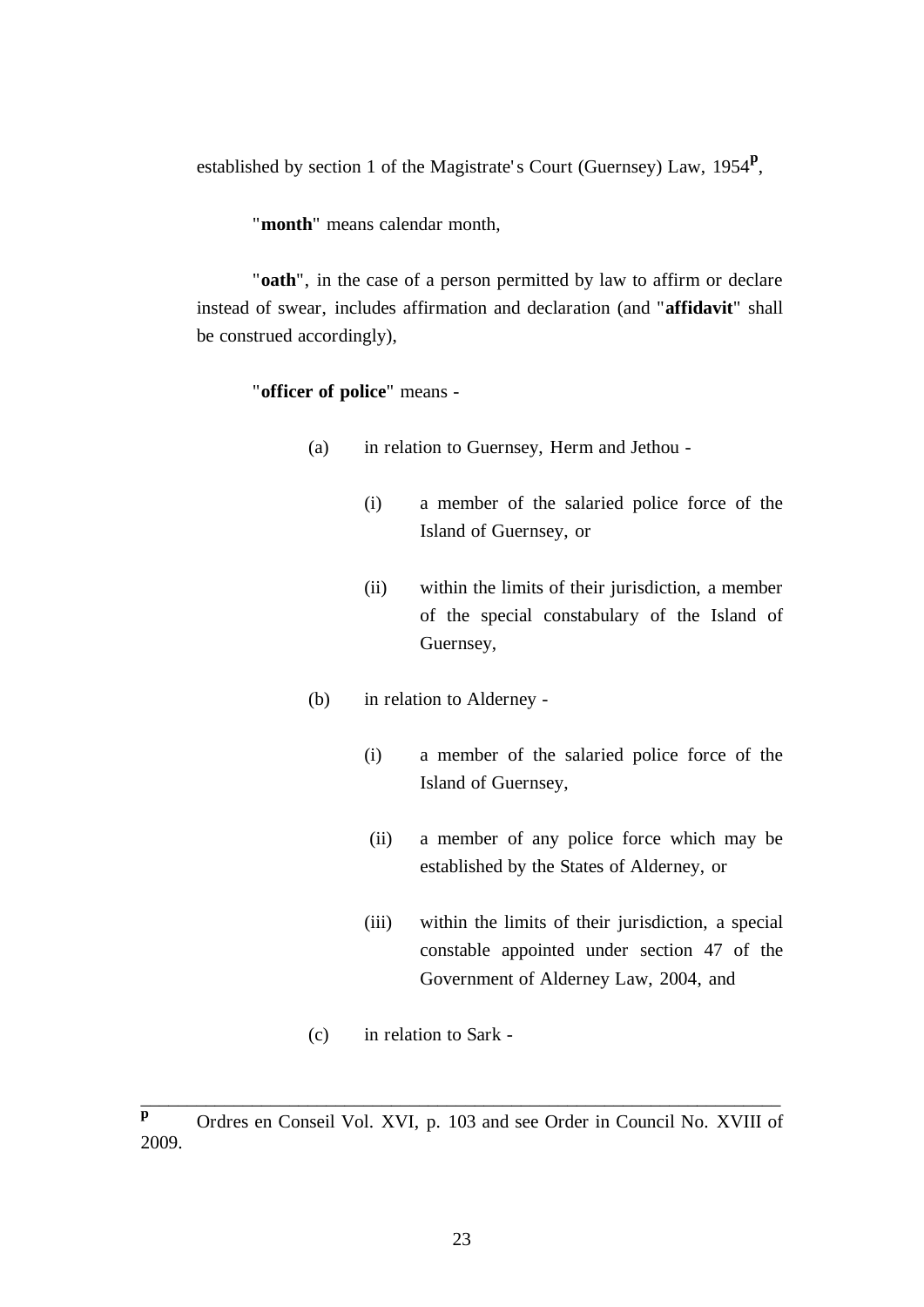established by section 1 of the Magistrate's Court (Guernsey) Law, 1954[p],

"**month**" means calendar month,

"**oath**", in the case of a person permitted by law to affirm or declare instead of swear, includes affirmation and declaration (and "**affidavit**" shall be construed accordingly),

"**officer of police**" means -

(a) in relation to Guernsey, Herm and Jethou -

(i) a member of the salaried police force of the Island of Guernsey, or

(ii) within the limits of their jurisdiction, a member of the special constabulary of the Island of Guernsey,

(b) in relation to Alderney -

(i) a member of the salaried police force of the Island of Guernsey,

(ii) a member of any police force which may be established by the States of Alderney, or

(iii) within the limits of their jurisdiction, a special constable appointed under section 47 of the Government of Alderney Law, 2004, and

(c) in relation to Sark -

---

[p] Ordres en Conseil Vol. XVI, p. 103 and see Order in Council No. XVIII of 2009.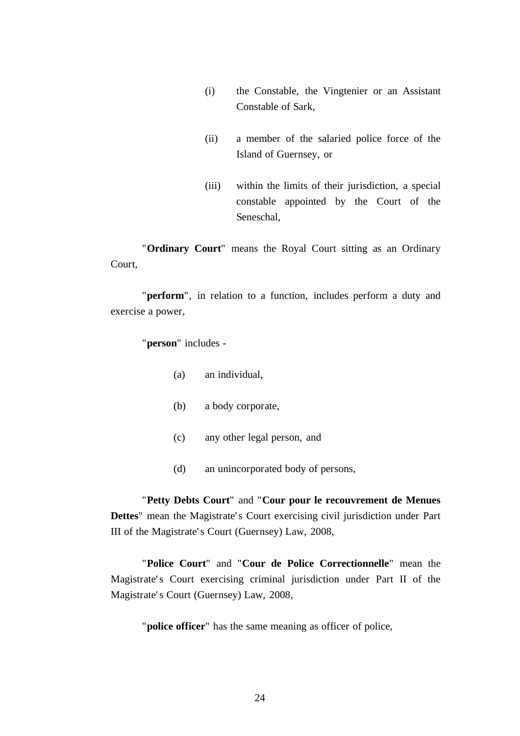(i) the Constable, the Vingtenier or an Assistant Constable of Sark,

(ii) a member of the salaried police force of the Island of Guernsey, or

(iii) within the limits of their jurisdiction, a special constable appointed by the Court of the Seneschal,

"**Ordinary Court**" means the Royal Court sitting as an Ordinary Court,

"**perform**", in relation to a function, includes perform a duty and exercise a power,

"**person**" includes -

(a) an individual,

(b) a body corporate,

(c) any other legal person, and

(d) an unincorporated body of persons,

"**Petty Debts Court**" and "**Cour pour le recouvrement de Menues Dettes**" mean the Magistrate's Court exercising civil jurisdiction under Part III of the Magistrate's Court (Guernsey) Law, 2008,

"**Police Court**" and "**Cour de Police Correctionnelle**" mean the Magistrate's Court exercising criminal jurisdiction under Part II of the Magistrate's Court (Guernsey) Law, 2008,

"**police officer**" has the same meaning as officer of police,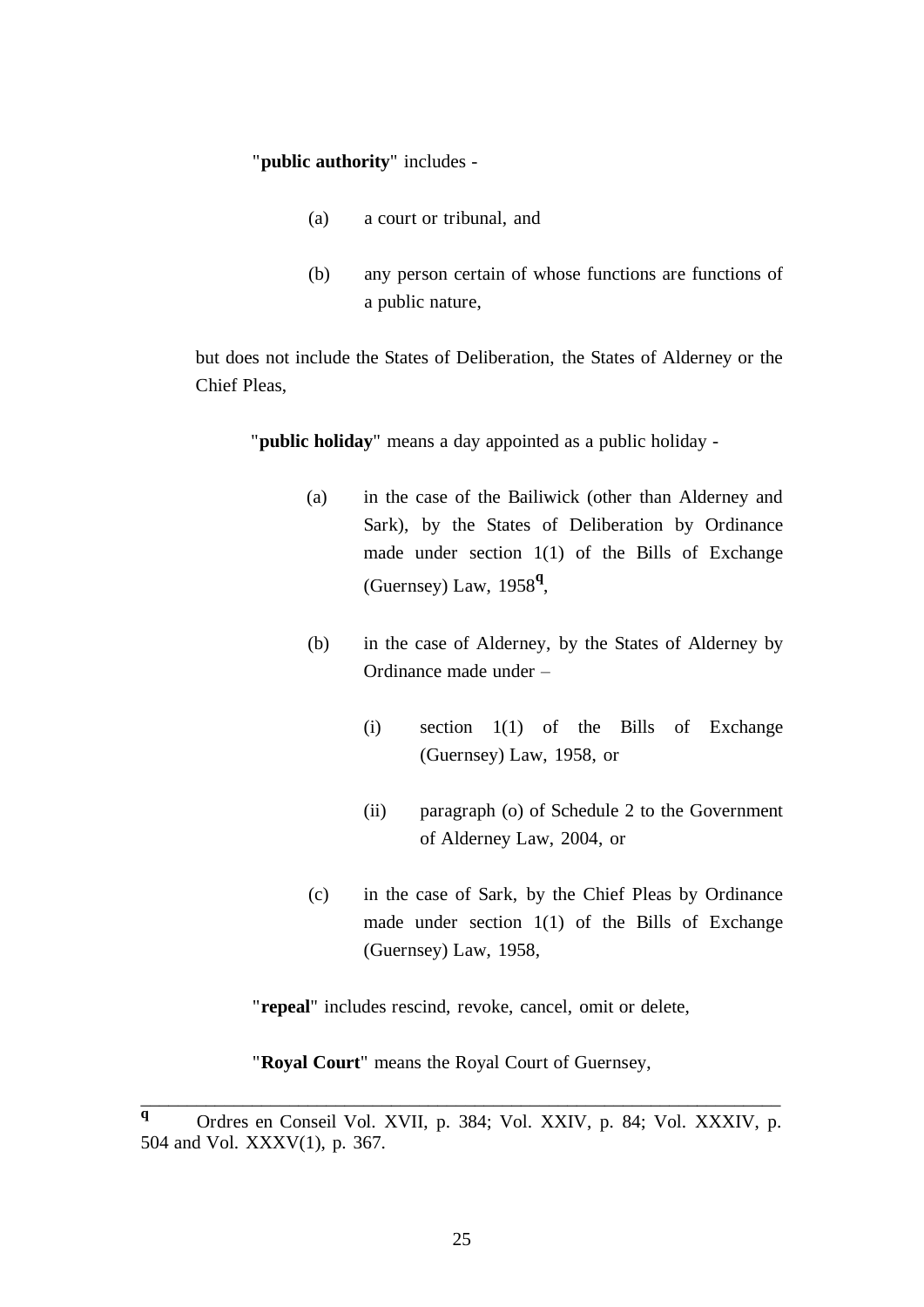"**public authority**" includes -

(a) a court or tribunal, and

(b) any person certain of whose functions are functions of a public nature,

but does not include the States of Deliberation, the States of Alderney or the Chief Pleas,

"**public holiday**" means a day appointed as a public holiday -

(a) in the case of the Bailiwick (other than Alderney and Sark), by the States of Deliberation by Ordinance made under section 1(1) of the Bills of Exchange (Guernsey) Law, 1958[q],

(b) in the case of Alderney, by the States of Alderney by Ordinance made under –

(i) section 1(1) of the Bills of Exchange (Guernsey) Law, 1958, or

(ii) paragraph (o) of Schedule 2 to the Government of Alderney Law, 2004, or

(c) in the case of Sark, by the Chief Pleas by Ordinance made under section 1(1) of the Bills of Exchange (Guernsey) Law, 1958,

"**repeal**" includes rescind, revoke, cancel, omit or delete,

"**Royal Court**" means the Royal Court of Guernsey,

---

**q** Ordres en Conseil Vol. XVII, p. 384; Vol. XXIV, p. 84; Vol. XXXIV, p. 504 and Vol. XXXV(1), p. 367.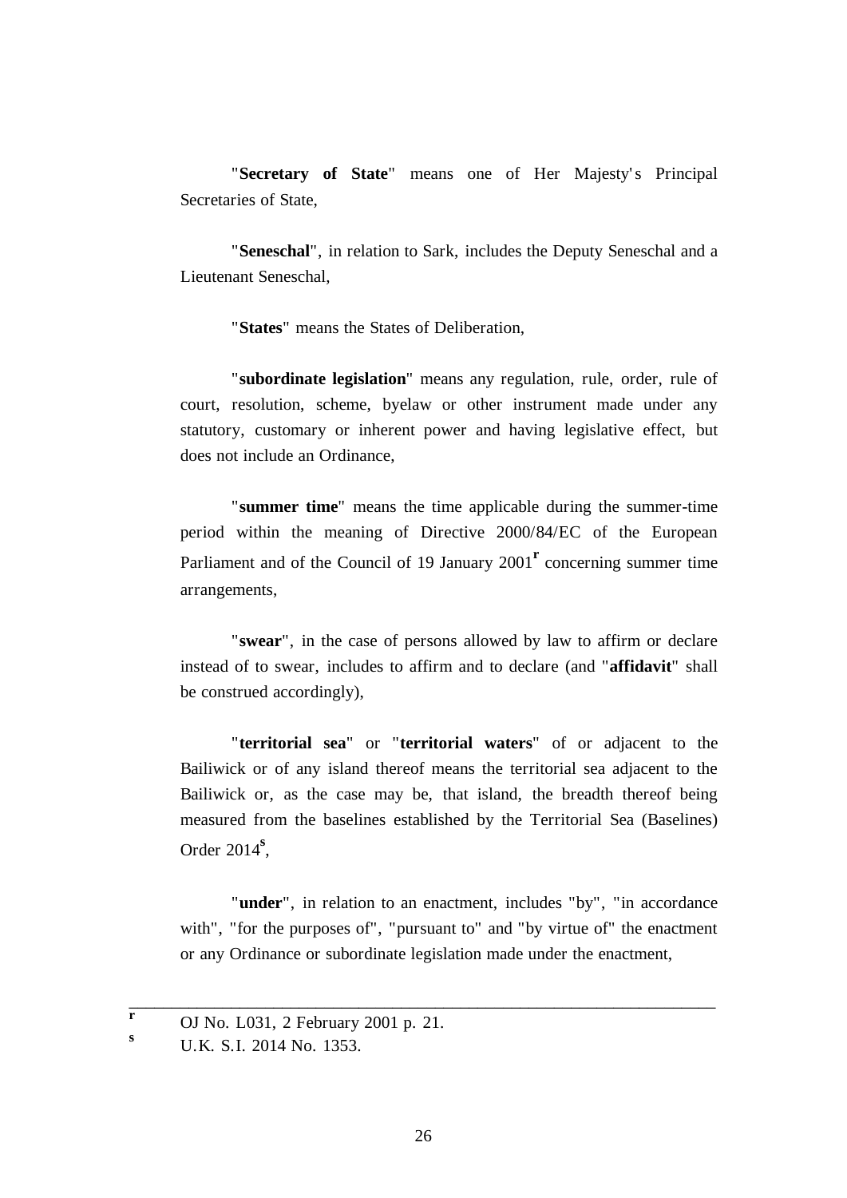"**Secretary of State**" means one of Her Majesty's Principal Secretaries of State,

"**Seneschal**", in relation to Sark, includes the Deputy Seneschal and a Lieutenant Seneschal,

"**States**" means the States of Deliberation,

"**subordinate legislation**" means any regulation, rule, order, rule of court, resolution, scheme, byelaw or other instrument made under any statutory, customary or inherent power and having legislative effect, but does not include an Ordinance,

"**summer time**" means the time applicable during the summer-time period within the meaning of Directive 2000/84/EC of the European Parliament and of the Council of 19 January 2001[r] concerning summer time arrangements,

"**swear**", in the case of persons allowed by law to affirm or declare instead of to swear, includes to affirm and to declare (and "**affidavit**" shall be construed accordingly),

"**territorial sea**" or "**territorial waters**" of or adjacent to the Bailiwick or of any island thereof means the territorial sea adjacent to the Bailiwick or, as the case may be, that island, the breadth thereof being measured from the baselines established by the Territorial Sea (Baselines) Order 2014[s],

"**under**", in relation to an enactment, includes "by", "in accordance with", "for the purposes of", "pursuant to" and "by virtue of" the enactment or any Ordinance or subordinate legislation made under the enactment,

---

[r] OJ No. L031, 2 February 2001 p. 21.

[s] U.K. S.I. 2014 No. 1353.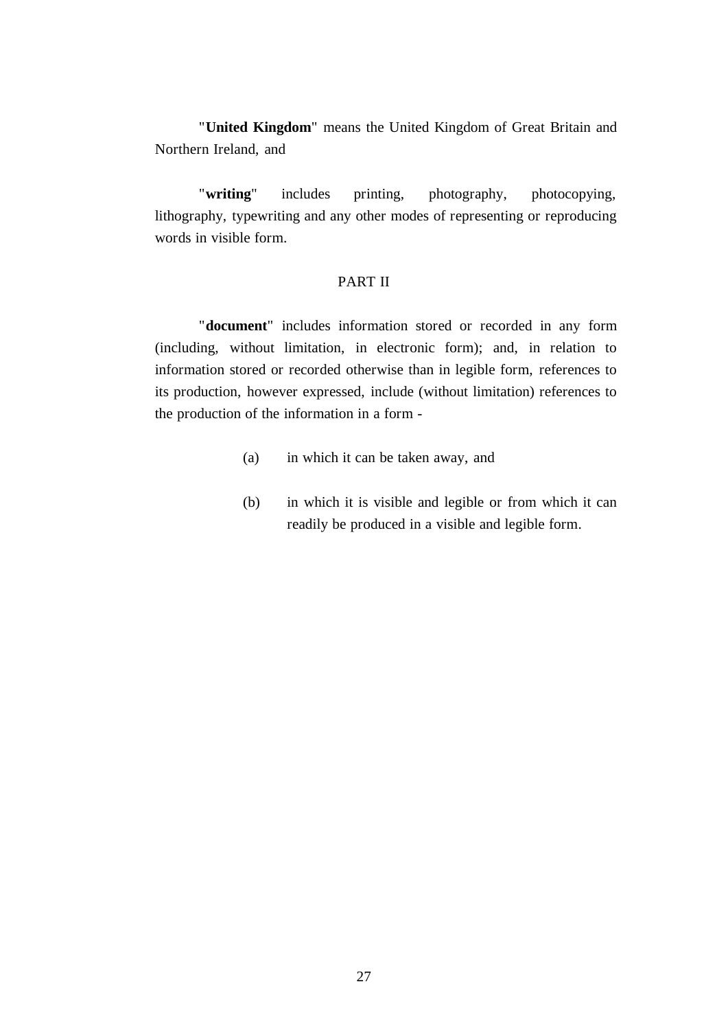"**United Kingdom**" means the United Kingdom of Great Britain and Northern Ireland, and

"**writing**" includes printing, photography, photocopying, lithography, typewriting and any other modes of representing or reproducing words in visible form.

## PART II

"**document**" includes information stored or recorded in any form (including, without limitation, in electronic form); and, in relation to information stored or recorded otherwise than in legible form, references to its production, however expressed, include (without limitation) references to the production of the information in a form -

(a) in which it can be taken away, and

(b) in which it is visible and legible or from which it can readily be produced in a visible and legible form.